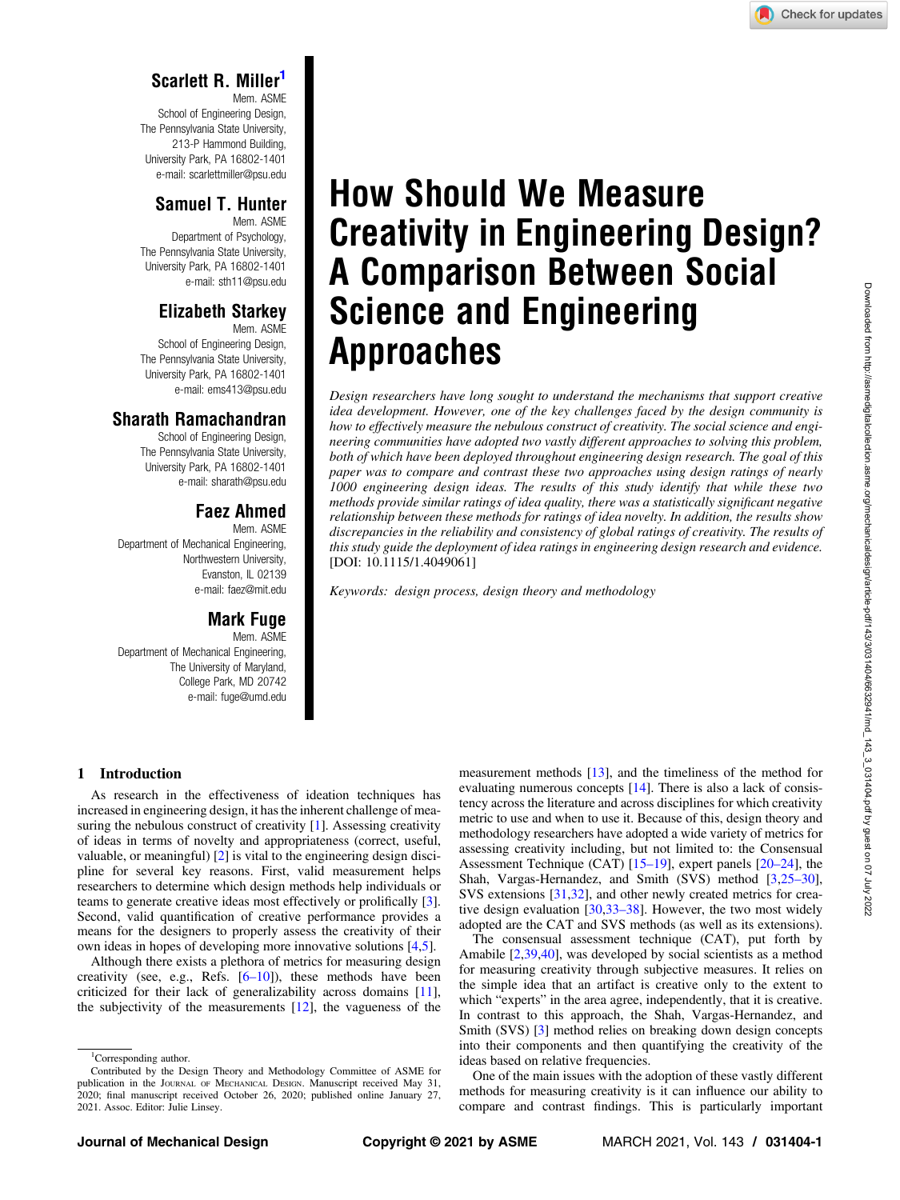**Scarlett R. Miller**[1]
Mem. ASME
School of Engineering Design,
The Pennsylvania State University,
213-P Hammond Building,
University Park, PA 16802-1401
e-mail: scarlettmiller@psu.edu

**Samuel T. Hunter**
Mem. ASME
Department of Psychology,
The Pennsylvania State University,
University Park, PA 16802-1401
e-mail: sth11@psu.edu

**Elizabeth Starkey**
Mem. ASME
School of Engineering Design,
The Pennsylvania State University,
University Park, PA 16802-1401
e-mail: ems413@psu.edu

**Sharath Ramachandran**
School of Engineering Design,
The Pennsylvania State University,
University Park, PA 16802-1401
e-mail: sharath@psu.edu

**Faez Ahmed**
Mem. ASME
Department of Mechanical Engineering,
Northwestern University,
Evanston, IL 02139
e-mail: faez@mit.edu

**Mark Fuge**
Mem. ASME
Department of Mechanical Engineering,
The University of Maryland,
College Park, MD 20742
e-mail: fuge@umd.edu

# How Should We Measure Creativity in Engineering Design? A Comparison Between Social Science and Engineering Approaches

*Design researchers have long sought to understand the mechanisms that support creative idea development. However, one of the key challenges faced by the design community is how to effectively measure the nebulous construct of creativity. The social science and engineering communities have adopted two vastly different approaches to solving this problem, both of which have been deployed throughout engineering design research. The goal of this paper was to compare and contrast these two approaches using design ratings of nearly 1000 engineering design ideas. The results of this study identify that while these two methods provide similar ratings of idea quality, there was a statistically significant negative relationship between these methods for ratings of idea novelty. In addition, the results show discrepancies in the reliability and consistency of global ratings of creativity. The results of this study guide the deployment of idea ratings in engineering design research and evidence.* [DOI: 10.1115/1.4049061]

*Keywords: design process, design theory and methodology*

## 1 Introduction

As research in the effectiveness of ideation techniques has increased in engineering design, it has the inherent challenge of measuring the nebulous construct of creativity [1]. Assessing creativity of ideas in terms of novelty and appropriateness (correct, useful, valuable, or meaningful) [2] is vital to the engineering design discipline for several key reasons. First, valid measurement helps researchers to determine which design methods help individuals or teams to generate creative ideas most effectively or prolifically [3]. Second, valid quantification of creative performance provides a means for the designers to properly assess the creativity of their own ideas in hopes of developing more innovative solutions [4,5].

Although there exists a plethora of metrics for measuring design creativity (see, e.g., Refs. [6–10]), these methods have been criticized for their lack of generalizability across domains [11], the subjectivity of the measurements [12], the vagueness of the measurement methods [13], and the timeliness of the method for evaluating numerous concepts [14]. There is also a lack of consistency across the literature and across disciplines for which creativity metric to use and when to use it. Because of this, design theory and methodology researchers have adopted a wide variety of metrics for assessing creativity including, but not limited to: the Consensual Assessment Technique (CAT) [15–19], expert panels [20–24], the Shah, Vargas-Hernandez, and Smith (SVS) method [3,25–30], SVS extensions [31,32], and other newly created metrics for creative design evaluation [30,33–38]. However, the two most widely adopted are the CAT and SVS methods (as well as its extensions).

The consensual assessment technique (CAT), put forth by Amabile [2,39,40], was developed by social scientists as a method for measuring creativity through subjective measures. It relies on the simple idea that an artifact is creative only to the extent to which "experts" in the area agree, independently, that it is creative. In contrast to this approach, the Shah, Vargas-Hernandez, and Smith (SVS) [3] method relies on breaking down design concepts into their components and then quantifying the creativity of the ideas based on relative frequencies.

One of the main issues with the adoption of these vastly different methods for measuring creativity is it can influence our ability to compare and contrast findings. This is particularly important

[1]Corresponding author.

Contributed by the Design Theory and Methodology Committee of ASME for publication in the Journal of Mechanical Design. Manuscript received May 31, 2020; final manuscript received October 26, 2020; published online January 27, 2021. Assoc. Editor: Julie Linsey.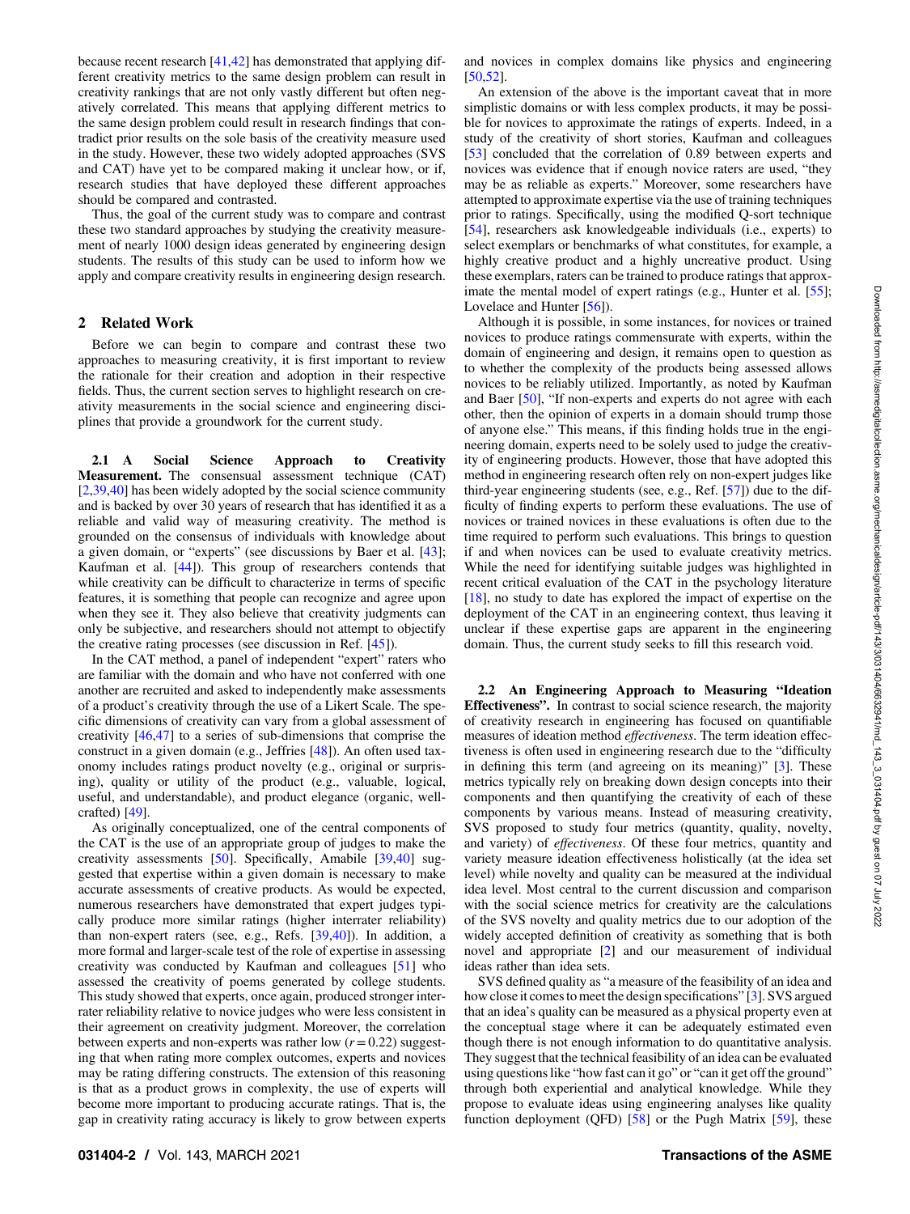because recent research [41,42] has demonstrated that applying different creativity metrics to the same design problem can result in creativity rankings that are not only vastly different but often negatively correlated. This means that applying different metrics to the same design problem could result in research findings that contradict prior results on the sole basis of the creativity measure used in the study. However, these two widely adopted approaches (SVS and CAT) have yet to be compared making it unclear how, or if, research studies that have deployed these different approaches should be compared and contrasted.

Thus, the goal of the current study was to compare and contrast these two standard approaches by studying the creativity measurement of nearly 1000 design ideas generated by engineering design students. The results of this study can be used to inform how we apply and compare creativity results in engineering design research.

## 2 Related Work

Before we can begin to compare and contrast these two approaches to measuring creativity, it is first important to review the rationale for their creation and adoption in their respective fields. Thus, the current section serves to highlight research on creativity measurements in the social science and engineering disciplines that provide a groundwork for the current study.

**2.1 A Social Science Approach to Creativity Measurement.** The consensual assessment technique (CAT) [2,39,40] has been widely adopted by the social science community and is backed by over 30 years of research that has identified it as a reliable and valid way of measuring creativity. The method is grounded on the consensus of individuals with knowledge about a given domain, or "experts" (see discussions by Baer et al. [43]; Kaufman et al. [44]). This group of researchers contends that while creativity can be difficult to characterize in terms of specific features, it is something that people can recognize and agree upon when they see it. They also believe that creativity judgments can only be subjective, and researchers should not attempt to objectify the creative rating processes (see discussion in Ref. [45]).

In the CAT method, a panel of independent "expert" raters who are familiar with the domain and who have not conferred with one another are recruited and asked to independently make assessments of a product's creativity through the use of a Likert Scale. The specific dimensions of creativity can vary from a global assessment of creativity [46,47] to a series of sub-dimensions that comprise the construct in a given domain (e.g., Jeffries [48]). An often used taxonomy includes ratings product novelty (e.g., original or surprising), quality or utility of the product (e.g., valuable, logical, useful, and understandable), and product elegance (organic, well-crafted) [49].

As originally conceptualized, one of the central components of the CAT is the use of an appropriate group of judges to make the creativity assessments [50]. Specifically, Amabile [39,40] suggested that expertise within a given domain is necessary to make accurate assessments of creative products. As would be expected, numerous researchers have demonstrated that expert judges typically produce more similar ratings (higher interrater reliability) than non-expert raters (see, e.g., Refs. [39,40]). In addition, a more formal and larger-scale test of the role of expertise in assessing creativity was conducted by Kaufman and colleagues [51] who assessed the creativity of poems generated by college students. This study showed that experts, once again, produced stronger interrater reliability relative to novice judges who were less consistent in their agreement on creativity judgment. Moreover, the correlation between experts and non-experts was rather low ($r = 0.22$) suggesting that when rating more complex outcomes, experts and novices may be rating differing constructs. The extension of this reasoning is that as a product grows in complexity, the use of experts will become more important to producing accurate ratings. That is, the gap in creativity rating accuracy is likely to grow between experts and novices in complex domains like physics and engineering [50,52].

An extension of the above is the important caveat that in more simplistic domains or with less complex products, it may be possible for novices to approximate the ratings of experts. Indeed, in a study of the creativity of short stories, Kaufman and colleagues [53] concluded that the correlation of 0.89 between experts and novices was evidence that if enough novice raters are used, "they may be as reliable as experts." Moreover, some researchers have attempted to approximate expertise via the use of training techniques prior to ratings. Specifically, using the modified Q-sort technique [54], researchers ask knowledgeable individuals (i.e., experts) to select exemplars or benchmarks of what constitutes, for example, a highly creative product and a highly uncreative product. Using these exemplars, raters can be trained to produce ratings that approximate the mental model of expert ratings (e.g., Hunter et al. [55]; Lovelace and Hunter [56]).

Although it is possible, in some instances, for novices or trained novices to produce ratings commensurate with experts, within the domain of engineering and design, it remains open to question as to whether the complexity of the products being assessed allows novices to be reliably utilized. Importantly, as noted by Kaufman and Baer [50], "If non-experts and experts do not agree with each other, then the opinion of experts in a domain should trump those of anyone else." This means, if this finding holds true in the engineering domain, experts need to be solely used to judge the creativity of engineering products. However, those that have adopted this method in engineering research often rely on non-expert judges like third-year engineering students (see, e.g., Ref. [57]) due to the difficulty of finding experts to perform these evaluations. The use of novices or trained novices in these evaluations is often due to the time required to perform such evaluations. This brings to question if and when novices can be used to evaluate creativity metrics. While the need for identifying suitable judges was highlighted in recent critical evaluation of the CAT in the psychology literature [18], no study to date has explored the impact of expertise on the deployment of the CAT in an engineering context, thus leaving it unclear if these expertise gaps are apparent in the engineering domain. Thus, the current study seeks to fill this research void.

**2.2 An Engineering Approach to Measuring "Ideation Effectiveness".** In contrast to social science research, the majority of creativity research in engineering has focused on quantifiable measures of ideation method *effectiveness*. The term ideation effectiveness is often used in engineering research due to the "difficulty in defining this term (and agreeing on its meaning)" [3]. These metrics typically rely on breaking down design concepts into their components and then quantifying the creativity of each of these components by various means. Instead of measuring creativity, SVS proposed to study four metrics (quantity, quality, novelty, and variety) of *effectiveness*. Of these four metrics, quantity and variety measure ideation effectiveness holistically (at the idea set level) while novelty and quality can be measured at the individual idea level. Most central to the current discussion and comparison with the social science metrics for creativity are the calculations of the SVS novelty and quality metrics due to our adoption of the widely accepted definition of creativity as something that is both novel and appropriate [2] and our measurement of individual ideas rather than idea sets.

SVS defined quality as "a measure of the feasibility of an idea and how close it comes to meet the design specifications" [3]. SVS argued that an idea's quality can be measured as a physical property even at the conceptual stage where it can be adequately estimated even though there is not enough information to do quantitative analysis. They suggest that the technical feasibility of an idea can be evaluated using questions like "how fast can it go" or "can it get off the ground" through both experiential and analytical knowledge. While they propose to evaluate ideas using engineering analyses like quality function deployment (QFD) [58] or the Pugh Matrix [59], these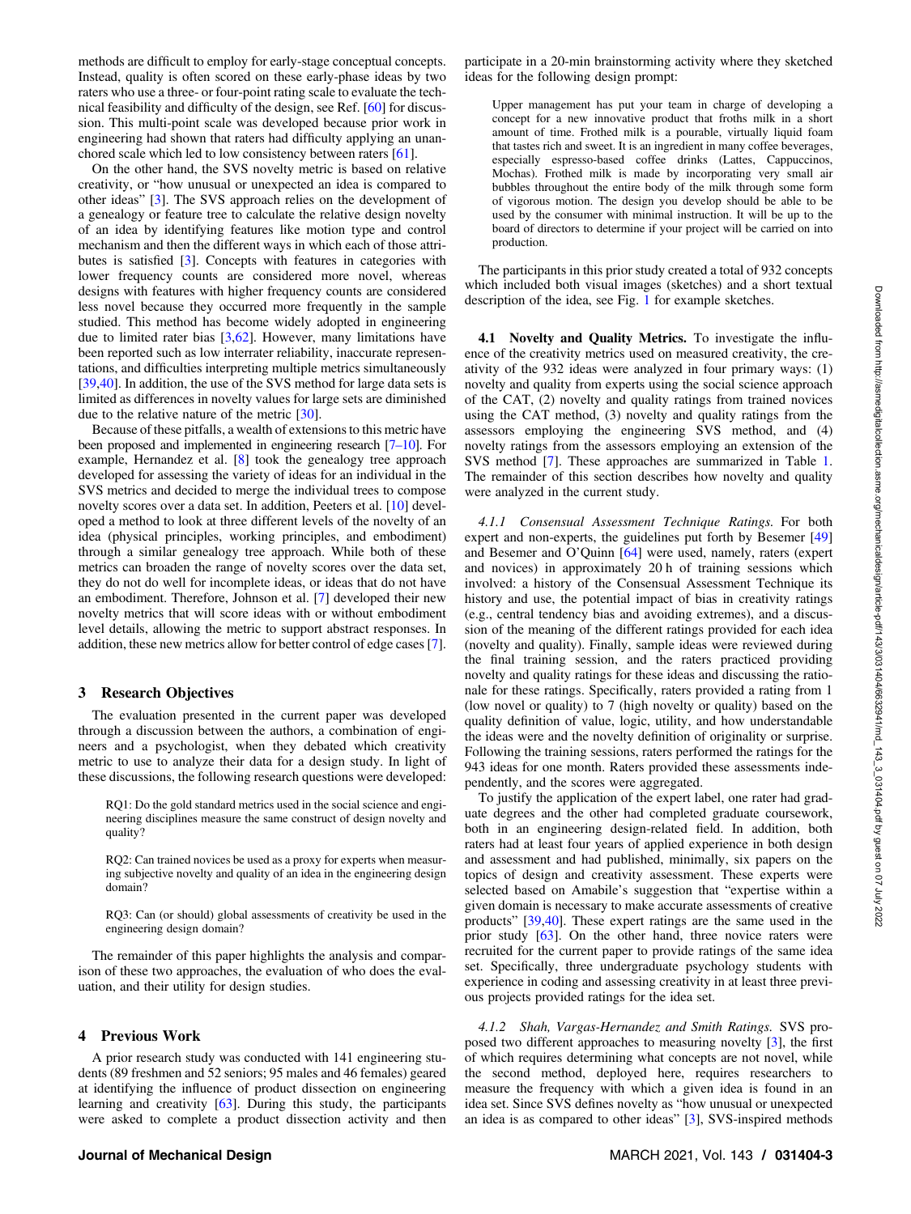methods are difficult to employ for early-stage conceptual concepts. Instead, quality is often scored on these early-phase ideas by two raters who use a three- or four-point rating scale to evaluate the technical feasibility and difficulty of the design, see Ref. [60] for discussion. This multi-point scale was developed because prior work in engineering had shown that raters had difficulty applying an unanchored scale which led to low consistency between raters [61].

On the other hand, the SVS novelty metric is based on relative creativity, or "how unusual or unexpected an idea is compared to other ideas" [3]. The SVS approach relies on the development of a genealogy or feature tree to calculate the relative design novelty of an idea by identifying features like motion type and control mechanism and then the different ways in which each of those attributes is satisfied [3]. Concepts with features in categories with lower frequency counts are considered more novel, whereas designs with features with higher frequency counts are considered less novel because they occurred more frequently in the sample studied. This method has become widely adopted in engineering due to limited rater bias [3,62]. However, many limitations have been reported such as low interrater reliability, inaccurate representations, and difficulties interpreting multiple metrics simultaneously [39,40]. In addition, the use of the SVS method for large data sets is limited as differences in novelty values for large sets are diminished due to the relative nature of the metric [30].

Because of these pitfalls, a wealth of extensions to this metric have been proposed and implemented in engineering research [7–10]. For example, Hernandez et al. [8] took the genealogy tree approach developed for assessing the variety of ideas for an individual in the SVS metrics and decided to merge the individual trees to compose novelty scores over a data set. In addition, Peeters et al. [10] developed a method to look at three different levels of the novelty of an idea (physical principles, working principles, and embodiment) through a similar genealogy tree approach. While both of these metrics can broaden the range of novelty scores over the data set, they do not do well for incomplete ideas, or ideas that do not have an embodiment. Therefore, Johnson et al. [7] developed their new novelty metrics that will score ideas with or without embodiment level details, allowing the metric to support abstract responses. In addition, these new metrics allow for better control of edge cases [7].

## 3 Research Objectives

The evaluation presented in the current paper was developed through a discussion between the authors, a combination of engineers and a psychologist, when they debated which creativity metric to use to analyze their data for a design study. In light of these discussions, the following research questions were developed:

> RQ1: Do the gold standard metrics used in the social science and engineering disciplines measure the same construct of design novelty and quality?
>
> RQ2: Can trained novices be used as a proxy for experts when measuring subjective novelty and quality of an idea in the engineering design domain?
>
> RQ3: Can (or should) global assessments of creativity be used in the engineering design domain?

The remainder of this paper highlights the analysis and comparison of these two approaches, the evaluation of who does the evaluation, and their utility for design studies.

## 4 Previous Work

A prior research study was conducted with 141 engineering students (89 freshmen and 52 seniors; 95 males and 46 females) geared at identifying the influence of product dissection on engineering learning and creativity [63]. During this study, the participants were asked to complete a product dissection activity and then participate in a 20-min brainstorming activity where they sketched ideas for the following design prompt:

> Upper management has put your team in charge of developing a concept for a new innovative product that froths milk in a short amount of time. Frothed milk is a pourable, virtually liquid foam that tastes rich and sweet. It is an ingredient in many coffee beverages, especially espresso-based coffee drinks (Lattes, Cappuccinos, Mochas). Frothed milk is made by incorporating very small air bubbles throughout the entire body of the milk through some form of vigorous motion. The design you develop should be able to be used by the consumer with minimal instruction. It will be up to the board of directors to determine if your project will be carried on into production.

The participants in this prior study created a total of 932 concepts which included both visual images (sketches) and a short textual description of the idea, see Fig. 1 for example sketches.

### 4.1 Novelty and Quality Metrics.

To investigate the influence of the creativity metrics used on measured creativity, the creativity of the 932 ideas were analyzed in four primary ways: (1) novelty and quality from experts using the social science approach of the CAT, (2) novelty and quality ratings from trained novices using the CAT method, (3) novelty and quality ratings from the assessors employing the engineering SVS method, and (4) novelty ratings from the assessors employing an extension of the SVS method [7]. These approaches are summarized in Table 1. The remainder of this section describes how novelty and quality were analyzed in the current study.

#### 4.1.1 Consensual Assessment Technique Ratings.

For both expert and non-experts, the guidelines put forth by Besemer [49] and Besemer and O'Quinn [64] were used, namely, raters (expert and novices) in approximately 20 h of training sessions which involved: a history of the Consensual Assessment Technique its history and use, the potential impact of bias in creativity ratings (e.g., central tendency bias and avoiding extremes), and a discussion of the meaning of the different ratings provided for each idea (novelty and quality). Finally, sample ideas were reviewed during the final training session, and the raters practiced providing novelty and quality ratings for these ideas and discussing the rationale for these ratings. Specifically, raters provided a rating from 1 (low novel or quality) to 7 (high novelty or quality) based on the quality definition of value, logic, utility, and how understandable the ideas were and the novelty definition of originality or surprise. Following the training sessions, raters performed the ratings for the 943 ideas for one month. Raters provided these assessments independently, and the scores were aggregated.

To justify the application of the expert label, one rater had graduate degrees and the other had completed graduate coursework, both in an engineering design-related field. In addition, both raters had at least four years of applied experience in both design and assessment and had published, minimally, six papers on the topics of design and creativity assessment. These experts were selected based on Amabile's suggestion that "expertise within a given domain is necessary to make accurate assessments of creative products" [39,40]. These expert ratings are the same used in the prior study [63]. On the other hand, three novice raters were recruited for the current paper to provide ratings of the same idea set. Specifically, three undergraduate psychology students with experience in coding and assessing creativity in at least three previous projects provided ratings for the idea set.

#### 4.1.2 Shah, Vargas-Hernandez and Smith Ratings.

SVS proposed two different approaches to measuring novelty [3], the first of which requires determining what concepts are not novel, while the second method, deployed here, requires researchers to measure the frequency with which a given idea is found in an idea set. Since SVS defines novelty as "how unusual or unexpected an idea is as compared to other ideas" [3], SVS-inspired methods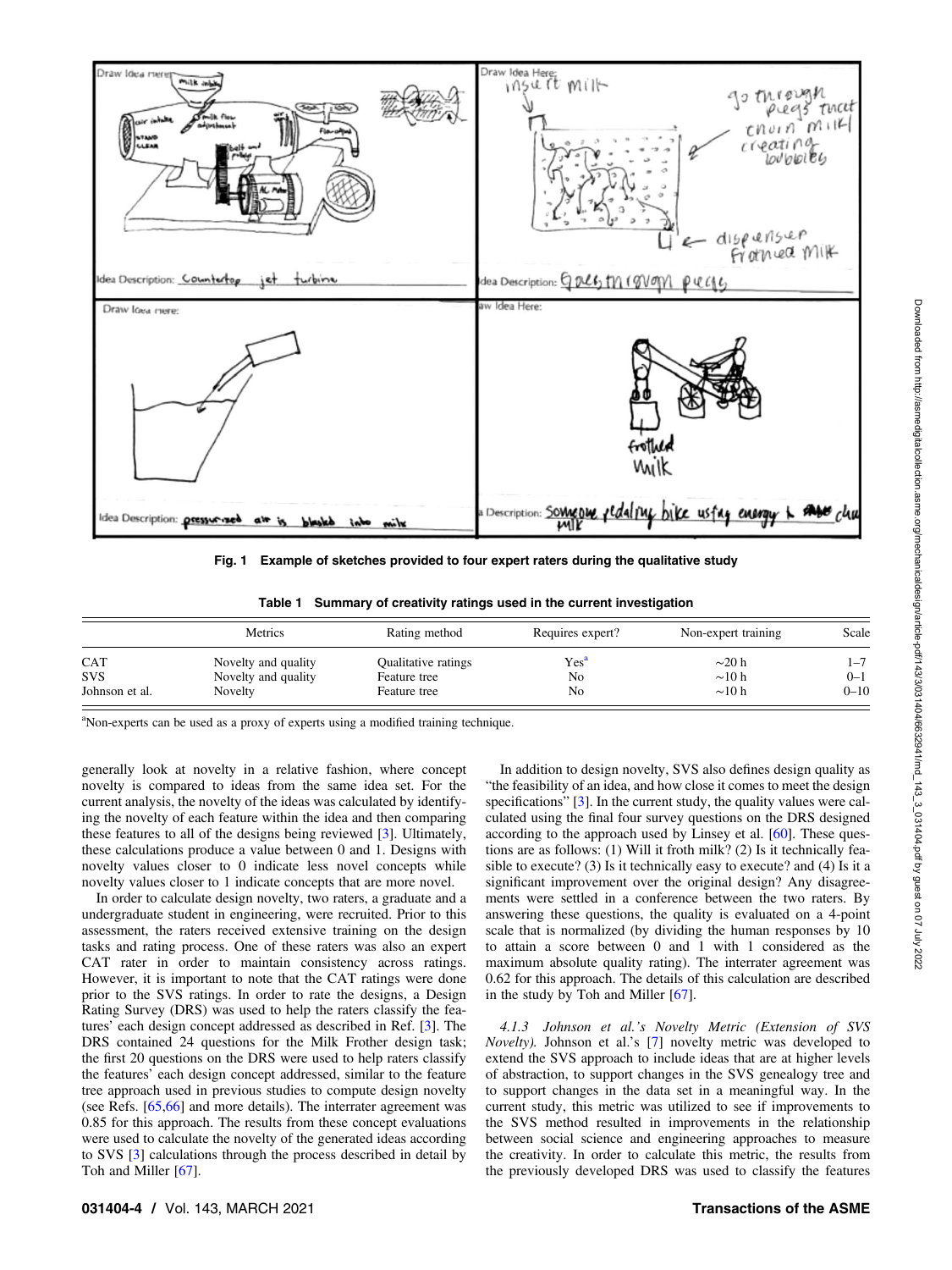Fig. 1 Example of sketches provided to four expert raters during the qualitative study

Table 1 Summary of creativity ratings used in the current investigation

| | Metrics | Rating method | Requires expert? | Non-expert training | Scale |
|---|---|---|---|---|---|
| CAT | Novelty and quality | Qualitative ratings | Yes[a] | ∼20 h | 1–7 |
| SVS | Novelty and quality | Feature tree | No | ∼10 h | 0–1 |
| Johnson et al. | Novelty | Feature tree | No | ∼10 h | 0–10 |

[a]Non-experts can be used as a proxy of experts using a modified training technique.

generally look at novelty in a relative fashion, where concept novelty is compared to ideas from the same idea set. For the current analysis, the novelty of the ideas was calculated by identifying the novelty of each feature within the idea and then comparing these features to all of the designs being reviewed [3]. Ultimately, these calculations produce a value between 0 and 1. Designs with novelty values closer to 0 indicate less novel concepts while novelty values closer to 1 indicate concepts that are more novel.

In order to calculate design novelty, two raters, a graduate and an undergraduate student in engineering, were recruited. Prior to this assessment, the raters received extensive training on the design tasks and rating process. One of these raters was also an expert CAT rater in order to maintain consistency across ratings. However, it is important to note that the CAT ratings were done prior to the SVS ratings. In order to rate the designs, a Design Rating Survey (DRS) was used to help the raters classify the features' each design concept addressed as described in Ref. [3]. The DRS contained 24 questions for the Milk Frother design task; the first 20 questions on the DRS were used to help raters classify the features' each design concept addressed, similar to the feature tree approach used in previous studies to compute design novelty (see Refs. [65,66] and more details). The interrater agreement was 0.85 for this approach. The results from these concept evaluations were used to calculate the novelty of the generated ideas according to SVS [3] calculations through the process described in detail by Toh and Miller [67].

In addition to design novelty, SVS also defines design quality as "the feasibility of an idea, and how close it comes to meet the design specifications" [3]. In the current study, the quality values were calculated using the final four survey questions on the DRS designed according to the approach used by Linsey et al. [60]. These questions are as follows: (1) Will it froth milk? (2) Is it technically feasible to execute? (3) Is it technically easy to execute? and (4) Is it a significant improvement over the original design? Any disagreements were settled in a conference between the two raters. By answering these questions, the quality is evaluated on a 4-point scale that is normalized (by dividing the human responses by 10 to attain a score between 0 and 1 with 1 considered as the maximum absolute quality rating). The interrater agreement was 0.62 for this approach. The details of this calculation are described in the study by Toh and Miller [67].

*4.1.3 Johnson et al.'s Novelty Metric (Extension of SVS Novelty).* Johnson et al.'s [7] novelty metric was developed to extend the SVS approach to include ideas that are at higher levels of abstraction, to support changes in the SVS genealogy tree and to support changes in the data set in a meaningful way. In the current study, this metric was utilized to see if improvements to the SVS method resulted in improvements in the relationship between social science and engineering approaches to measure the creativity. In order to calculate this metric, the results from the previously developed DRS was used to classify the features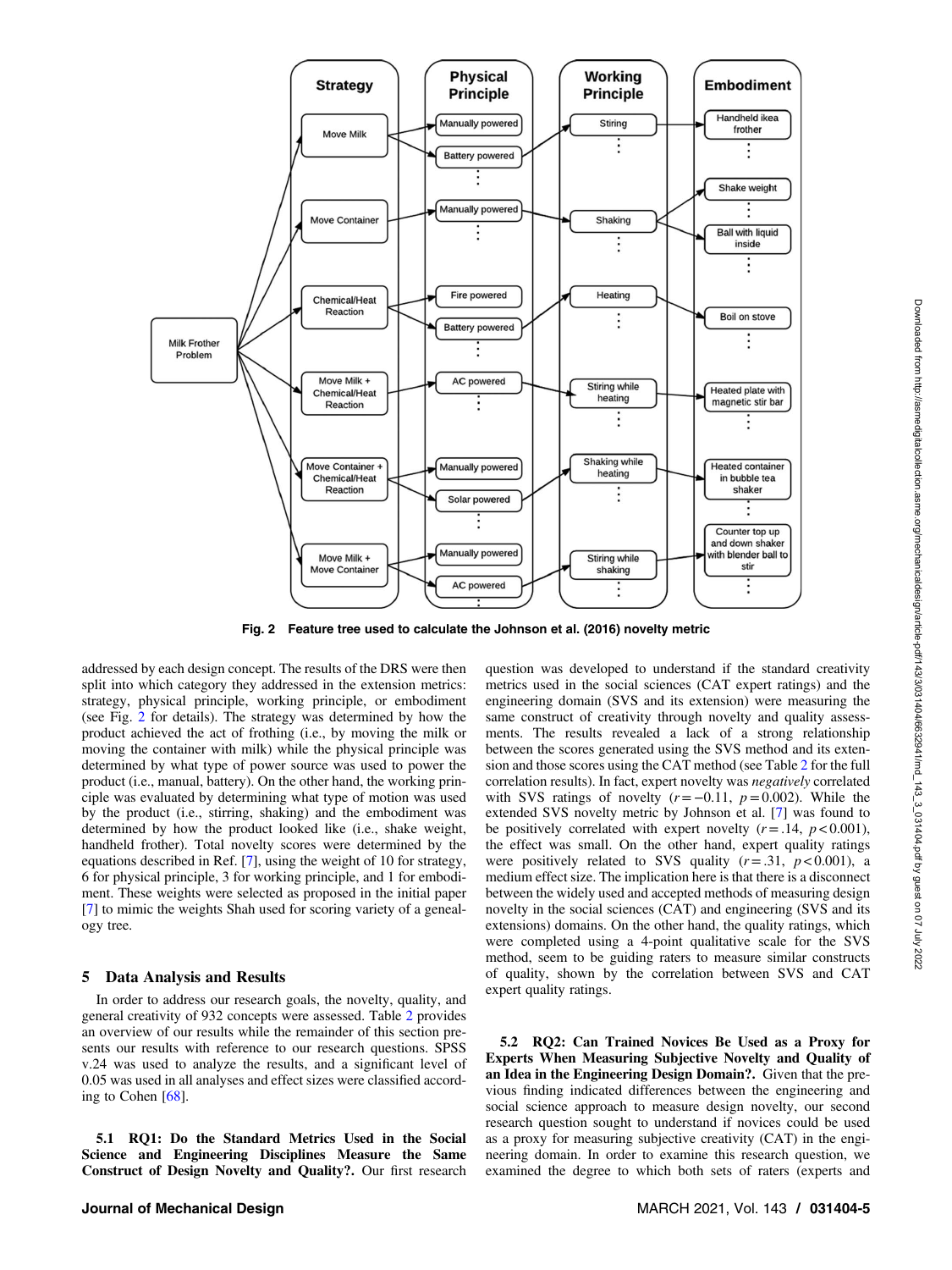Fig. 2 Feature tree used to calculate the Johnson et al. (2016) novelty metric

addressed by each design concept. The results of the DRS were then split into which category they addressed in the extension metrics: strategy, physical principle, working principle, or embodiment (see Fig. 2 for details). The strategy was determined by how the product achieved the act of frothing (i.e., by moving the milk or moving the container with milk) while the physical principle was determined by what type of power source was used to power the product (i.e., manual, battery). On the other hand, the working principle was evaluated by determining what type of motion was used by the product (i.e., stirring, shaking) and the embodiment was determined by how the product looked like (i.e., shake weight, handheld frother). Total novelty scores were determined by the equations described in Ref. [7], using the weight of 10 for strategy, 6 for physical principle, 3 for working principle, and 1 for embodiment. These weights were selected as proposed in the initial paper [7] to mimic the weights Shah used for scoring variety of a genealogy tree.

## 5 Data Analysis and Results

In order to address our research goals, the novelty, quality, and general creativity of 932 concepts were assessed. Table 2 provides an overview of our results while the remainder of this section presents our results with reference to our research questions. SPSS v.24 was used to analyze the results, and a significant level of 0.05 was used in all analyses and effect sizes were classified according to Cohen [68].

**5.1 RQ1: Do the Standard Metrics Used in the Social Science and Engineering Disciplines Measure the Same Construct of Design Novelty and Quality?.** Our first research question was developed to understand if the standard creativity metrics used in the social sciences (CAT expert ratings) and the engineering domain (SVS and its extension) were measuring the same construct of creativity through novelty and quality assessments. The results revealed a lack of a strong relationship between the scores generated using the SVS method and its extension and those scores using the CAT method (see Table 2 for the full correlation results). In fact, expert novelty was *negatively* correlated with SVS ratings of novelty ($r = -0.11$, $p = 0.002$). While the extended SVS novelty metric by Johnson et al. [7] was found to be positively correlated with expert novelty ($r = .14$, $p < 0.001$), the effect was small. On the other hand, expert quality ratings were positively related to SVS quality ($r = .31$, $p < 0.001$), a medium effect size. The implication here is that there is a disconnect between the widely used and accepted methods of measuring design novelty in the social sciences (CAT) and engineering (SVS and its extensions) domains. On the other hand, the quality ratings, which were completed using a 4-point qualitative scale for the SVS method, seem to be guiding raters to measure similar constructs of quality, shown by the correlation between SVS and CAT expert quality ratings.

**5.2 RQ2: Can Trained Novices Be Used as a Proxy for Experts When Measuring Subjective Novelty and Quality of an Idea in the Engineering Design Domain?.** Given that the previous finding indicated differences between the engineering and social science approach to measure design novelty, our second research question sought to understand if novices could be used as a proxy for measuring subjective creativity (CAT) in the engineering domain. In order to examine this research question, we examined the degree to which both sets of raters (experts and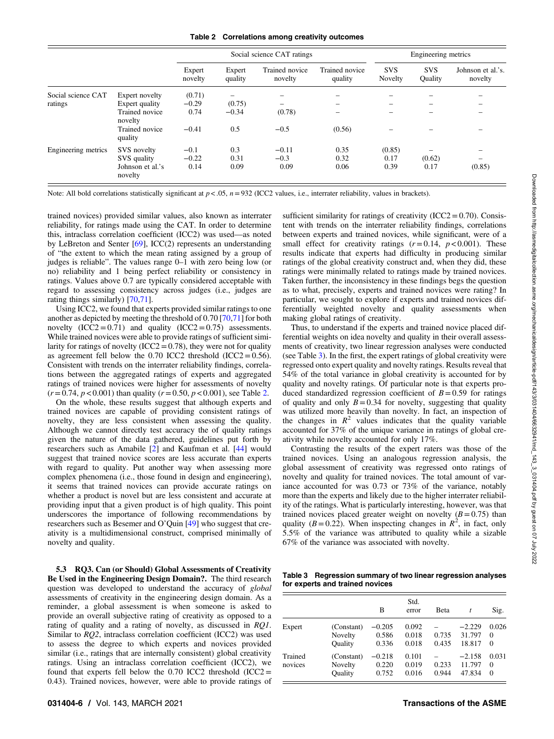**Table 2 Correlations among creativity outcomes**

| | | Social science CAT ratings | | | | Engineering metrics | | |
|---|---|---|---|---|---|---|---|---|
| | | Expert novelty | Expert quality | Trained novice novelty | Trained novice quality | SVS Novelty | SVS Quality | Johnson et al.'s. novelty |
| Social science CAT ratings | Expert novelty | (0.71) | – | – | – | – | – | – |
| | Expert quality | −0.29 | (0.75) | – | – | – | – | – |
| | Trained novice novelty | 0.74 | −0.34 | (0.78) | – | – | – | – |
| | Trained novice quality | −0.41 | 0.5 | −0.5 | (0.56) | – | – | – |
| Engineering metrics | SVS novelty | −0.1 | 0.3 | −0.11 | 0.35 | (0.85) | – | – |
| | SVS quality | −0.22 | 0.31 | −0.3 | 0.32 | 0.17 | (0.62) | – |
| | Johnson et al.'s novelty | 0.14 | 0.09 | 0.09 | 0.06 | 0.39 | 0.17 | (0.85) |

Note: All bold correlations statistically significant at $p < .05$, $n = 932$ (ICC2 values, i.e., interrater reliability, values in brackets).

trained novices) provided similar values, also known as interrater reliability, for ratings made using the CAT. In order to determine this, intraclass correlation coefficient (ICC2) was used—as noted by LeBreton and Senter [69], ICC(2) represents an understanding of "the extent to which the mean rating assigned by a group of judges is reliable". The values range 0–1 with zero being low (or no) reliability and 1 being perfect reliability or consistency in ratings. Values above 0.7 are typically considered acceptable with regard to assessing consistency across judges (i.e., judges are rating things similarly) [70,71].

Using ICC2, we found that experts provided similar ratings to one another as depicted by meeting the threshold of 0.70 [70,71] for both novelty (ICC2 = 0.71) and quality (ICC2 = 0.75) assessments. While trained novices were able to provide ratings of sufficient similarity for ratings of novelty (ICC2 = 0.78), they were not for quality as agreement fell below the 0.70 ICC2 threshold (ICC2 = 0.56). Consistent with trends on the interrater reliability findings, correlations between the aggregated ratings of experts and aggregated ratings of trained novices were higher for assessments of novelty ($r = 0.74$, $p < 0.001$) than quality ($r = 0.50$, $p < 0.001$), see Table 2.

On the whole, these results suggest that although experts and trained novices are capable of providing consistent ratings of novelty, they are less consistent when assessing the quality. Although we cannot directly test accuracy the of quality ratings given the nature of the data gathered, guidelines put forth by researchers such as Amabile [2] and Kaufman et al. [44] would suggest that trained novice scores are less accurate than experts with regard to quality. Put another way when assessing more complex phenomena (i.e., those found in design and engineering), it seems that trained novices can provide accurate ratings on whether a product is novel but are less consistent and accurate at providing input that a given product is of high quality. This point underscores the importance of following recommendations by researchers such as Besemer and O'Quin [49] who suggest that creativity is a multidimensional construct, comprised minimally of novelty and quality.

### 5.3 RQ3. Can (or Should) Global Assessments of Creativity Be Used in the Engineering Design Domain?

The third research question was developed to understand the accuracy of *global* assessments of creativity in the engineering design domain. As a reminder, a global assessment is when someone is asked to provide an overall subjective rating of creativity as opposed to a rating of quality and a rating of novelty, as discussed in *RQ1*. Similar to *RQ2*, intraclass correlation coefficient (ICC2) was used to assess the degree to which experts and novices provided similar (i.e., ratings that are internally consistent) global creativity ratings. Using an intraclass correlation coefficient (ICC2), we found that experts fell below the 0.70 ICC2 threshold (ICC2 = 0.43). Trained novices, however, were able to provide ratings of sufficient similarity for ratings of creativity (ICC2 = 0.70). Consistent with trends on the interrater reliability findings, correlations between experts and trained novices, while significant, were of a small effect for creativity ratings ($r = 0.14$, $p < 0.001$). These results indicate that experts had difficulty in producing similar ratings of the global creativity construct and, when they did, these ratings were minimally related to ratings made by trained novices. Taken further, the inconsistency in these findings begs the question as to what, precisely, experts and trained novices were rating? In particular, we sought to explore if experts and trained novices differentially weighted novelty and quality assessments when making global ratings of creativity.

Thus, to understand if the experts and trained novice placed differential weights on idea novelty and quality in their overall assessments of creativity, two linear regression analyses were conducted (see Table 3). In the first, the expert ratings of global creativity were regressed onto expert quality and novelty ratings. Results reveal that 54% of the total variance in global creativity is accounted for by quality and novelty ratings. Of particular note is that experts produced standardized regression coefficient of $B = 0.59$ for ratings of quality and only $B = 0.34$ for novelty, suggesting that quality was utilized more heavily than novelty. In fact, an inspection of the changes in $R^2$ values indicates that the quality variable accounted for 37% of the unique variance in ratings of global creativity while novelty accounted for only 17%.

Contrasting the results of the expert raters was those of the trained novices. Using an analogous regression analysis, the global assessment of creativity was regressed onto ratings of novelty and quality for trained novices. The total amount of variance accounted for was 0.73 or 73% of the variance, notably more than the experts and likely due to the higher interrater reliability of the ratings. What is particularly interesting, however, was that trained novices placed greater weight on novelty ($B = 0.75$) than quality ($B = 0.22$). When inspecting changes in $R^2$, in fact, only 5.5% of the variance was attributed to quality while a sizable 67% of the variance was associated with novelty.

**Table 3 Regression summary of two linear regression analyses for experts and trained novices**

| | | B | Std. error | Beta | $t$ | Sig. |
|---|---|---|---|---|---|---|
| Expert | (Constant) | −0.205 | 0.092 | – | −2.229 | 0.026 |
| | Novelty | 0.586 | 0.018 | 0.735 | 31.797 | 0 |
| | Quality | 0.336 | 0.018 | 0.435 | 18.817 | 0 |
| Trained novices | (Constant) | −0.218 | 0.101 | – | −2.158 | 0.031 |
| | Novelty | 0.220 | 0.019 | 0.233 | 11.797 | 0 |
| | Quality | 0.752 | 0.016 | 0.944 | 47.834 | 0 |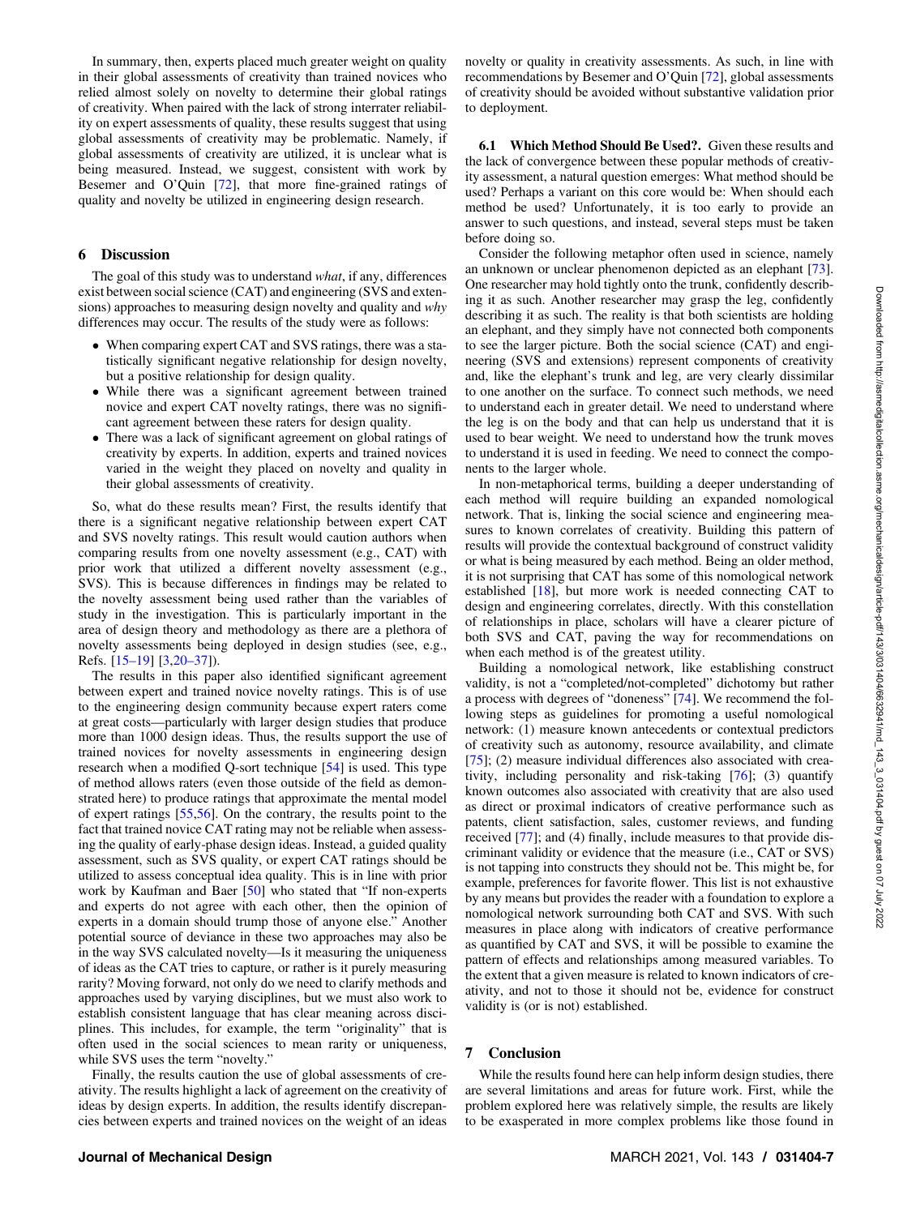In summary, then, experts placed much greater weight on quality in their global assessments of creativity than trained novices who relied almost solely on novelty to determine their global ratings of creativity. When paired with the lack of strong interrater reliability on expert assessments of quality, these results suggest that using global assessments of creativity may be problematic. Namely, if global assessments of creativity are utilized, it is unclear what is being measured. Instead, we suggest, consistent with work by Besemer and O'Quin [72], that more fine-grained ratings of quality and novelty be utilized in engineering design research.

## 6 Discussion

The goal of this study was to understand *what*, if any, differences exist between social science (CAT) and engineering (SVS and extensions) approaches to measuring design novelty and quality and *why* differences may occur. The results of the study were as follows:

- When comparing expert CAT and SVS ratings, there was a statistically significant negative relationship for design novelty, but a positive relationship for design quality.
- While there was a significant agreement between trained novice and expert CAT novelty ratings, there was no significant agreement between these raters for design quality.
- There was a lack of significant agreement on global ratings of creativity by experts. In addition, experts and trained novices varied in the weight they placed on novelty and quality in their global assessments of creativity.

So, what do these results mean? First, the results identify that there is a significant negative relationship between expert CAT and SVS novelty ratings. This result would caution authors when comparing results from one novelty assessment (e.g., CAT) with prior work that utilized a different novelty assessment (e.g., SVS). This is because differences in findings may be related to the novelty assessment being used rather than the variables of study in the investigation. This is particularly important in the area of design theory and methodology as there are a plethora of novelty assessments being deployed in design studies (see, e.g., Refs. [15–19] [3,20–37]).

The results in this paper also identified significant agreement between expert and trained novice novelty ratings. This is of use to the engineering design community because expert raters come at great costs—particularly with larger design studies that produce more than 1000 design ideas. Thus, the results support the use of trained novices for novelty assessments in engineering design research when a modified Q-sort technique [54] is used. This type of method allows raters (even those outside of the field as demonstrated here) to produce ratings that approximate the mental model of expert ratings [55,56]. On the contrary, the results point to the fact that trained novice CAT rating may not be reliable when assessing the quality of early-phase design ideas. Instead, a guided quality assessment, such as SVS quality, or expert CAT ratings should be utilized to assess conceptual idea quality. This is in line with prior work by Kaufman and Baer [50] who stated that "If non-experts and experts do not agree with each other, then the opinion of experts in a domain should trump those of anyone else." Another potential source of deviance in these two approaches may also be in the way SVS calculated novelty—Is it measuring the uniqueness of ideas as the CAT tries to capture, or rather is it purely measuring rarity? Moving forward, not only do we need to clarify methods and approaches used by varying disciplines, but we must also work to establish consistent language that has clear meaning across disciplines. This includes, for example, the term "originality" that is often used in the social sciences to mean rarity or uniqueness, while SVS uses the term "novelty."

Finally, the results caution the use of global assessments of creativity. The results highlight a lack of agreement on the creativity of ideas by design experts. In addition, the results identify discrepancies between experts and trained novices on the weight of an ideas novelty or quality in creativity assessments. As such, in line with recommendations by Besemer and O'Quin [72], global assessments of creativity should be avoided without substantive validation prior to deployment.

### 6.1 Which Method Should Be Used?.

Given these results and the lack of convergence between these popular methods of creativity assessment, a natural question emerges: What method should be used? Perhaps a variant on this core would be: When should each method be used? Unfortunately, it is too early to provide an answer to such questions, and instead, several steps must be taken before doing so.

Consider the following metaphor often used in science, namely an unknown or unclear phenomenon depicted as an elephant [73]. One researcher may hold tightly onto the trunk, confidently describing it as such. Another researcher may grasp the leg, confidently describing it as such. The reality is that both scientists are holding an elephant, and they simply have not connected both components to see the larger picture. Both the social science (CAT) and engineering (SVS and extensions) represent components of creativity and, like the elephant's trunk and leg, are very clearly dissimilar to one another on the surface. To connect such methods, we need to understand each in greater detail. We need to understand where the leg is on the body and that can help us understand that it is used to bear weight. We need to understand how the trunk moves to understand it is used in feeding. We need to connect the components to the larger whole.

In non-metaphorical terms, building a deeper understanding of each method will require building an expanded nomological network. That is, linking the social science and engineering measures to known correlates of creativity. Building this pattern of results will provide the contextual background of construct validity or what is being measured by each method. Being an older method, it is not surprising that CAT has some of this nomological network established [18], but more work is needed connecting CAT to design and engineering correlates, directly. With this constellation of relationships in place, scholars will have a clearer picture of both SVS and CAT, paving the way for recommendations on when each method is of the greatest utility.

Building a nomological network, like establishing construct validity, is not a "completed/not-completed" dichotomy but rather a process with degrees of "doneness" [74]. We recommend the following steps as guidelines for promoting a useful nomological network: (1) measure known antecedents or contextual predictors of creativity such as autonomy, resource availability, and climate [75]; (2) measure individual differences also associated with creativity, including personality and risk-taking [76]; (3) quantify known outcomes also associated with creativity that are also used as direct or proximal indicators of creative performance such as patents, client satisfaction, sales, customer reviews, and funding received [77]; and (4) finally, include measures to that provide discriminant validity or evidence that the measure (i.e., CAT or SVS) is not tapping into constructs they should not be. This might be, for example, preferences for favorite flower. This list is not exhaustive by any means but provides the reader with a foundation to explore a nomological network surrounding both CAT and SVS. With such measures in place along with indicators of creative performance as quantified by CAT and SVS, it will be possible to examine the pattern of effects and relationships among measured variables. To the extent that a given measure is related to known indicators of creativity, and not to those it should not be, evidence for construct validity is (or is not) established.

## 7 Conclusion

While the results found here can help inform design studies, there are several limitations and areas for future work. First, while the problem explored here was relatively simple, the results are likely to be exasperated in more complex problems like those found in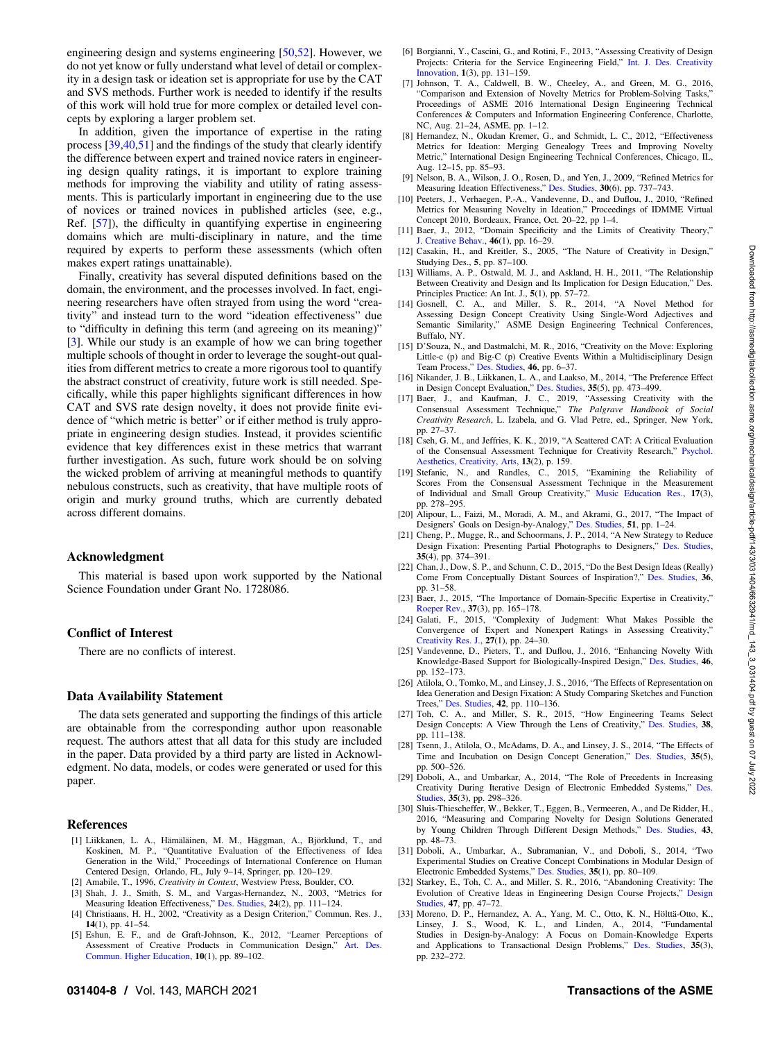engineering design and systems engineering [50,52]. However, we do not yet know or fully understand what level of detail or complexity in a design task or ideation set is appropriate for use by the CAT and SVS methods. Further work is needed to identify if the results of this work will hold true for more complex or detailed level concepts by exploring a larger problem set.

In addition, given the importance of expertise in the rating process [39,40,51] and the findings of the study that clearly identify the difference between expert and trained novice raters in engineering design quality ratings, it is important to explore training methods for improving the viability and utility of rating assessments. This is particularly important in engineering due to the use of novices or trained novices in published articles (see, e.g., Ref. [57]), the difficulty in quantifying expertise in engineering domains which are multi-disciplinary in nature, and the time required by experts to perform these assessments (which often makes expert ratings unattainable).

Finally, creativity has several disputed definitions based on the domain, the environment, and the processes involved. In fact, engineering researchers have often strayed from using the word "creativity" and instead turn to the word "ideation effectiveness" due to "difficulty in defining this term (and agreeing on its meaning)" [3]. While our study is an example of how we can bring together multiple schools of thought in order to leverage the sought-out qualities from different metrics to create a more rigorous tool to quantify the abstract construct of creativity, future work is still needed. Specifically, while this paper highlights significant differences in how CAT and SVS rate design novelty, it does not provide finite evidence of "which metric is better" or if either method is truly appropriate in engineering design studies. Instead, it provides scientific evidence that key differences exist in these metrics that warrant further investigation. As such, future work should be on solving the wicked problem of arriving at meaningful methods to quantify nebulous constructs, such as creativity, that have multiple roots of origin and murky ground truths, which are currently debated across different domains.

## Acknowledgment

This material is based upon work supported by the National Science Foundation under Grant No. 1728086.

## Conflict of Interest

There are no conflicts of interest.

## Data Availability Statement

The data sets generated and supporting the findings of this article are obtainable from the corresponding author upon reasonable request. The authors attest that all data for this study are included in the paper. Data provided by a third party are listed in Acknowledgment. No data, models, or codes were generated or used for this paper.

## References

[1] Liikkanen, L. A., Hämäläinen, M. M., Häggman, A., Björklund, T., and Koskinen, M. P., "Quantitative Evaluation of the Effectiveness of Idea Generation in the Wild," Proceedings of International Conference on Human Centered Design, Orlando, FL, July 9–14, Springer, pp. 120–129.

[2] Amabile, T., 1996, *Creativity in Context*, Westview Press, Boulder, CO.

[3] Shah, J. J., Smith, S. M., and Vargas-Hernandez, N., 2003, "Metrics for Measuring Ideation Effectiveness," Des. Studies, **24**(2), pp. 111–124.

[4] Christiaans, H. H., 2002, "Creativity as a Design Criterion," Commun. Res. J., **14**(1), pp. 41–54.

[5] Eshun, E. F., and de Graft-Johnson, K., 2012, "Learner Perceptions of Assessment of Creative Products in Communication Design," Art. Des. Commun. Higher Education, **10**(1), pp. 89–102.

[6] Borgianni, Y., Cascini, G., and Rotini, F., 2013, "Assessing Creativity of Design Projects: Criteria for the Service Engineering Field," Int. J. Des. Creativity Innovation, **1**(3), pp. 131–159.

[7] Johnson, T. A., Caldwell, B. W., Cheeley, A., and Green, M. G., 2016, "Comparison and Extension of Novelty Metrics for Problem-Solving Tasks," Proceedings of ASME 2016 International Design Engineering Technical Conferences & Computers and Information Engineering Conference, Charlotte, NC, Aug. 21–24, ASME, pp. 1–12.

[8] Hernandez, N., Okudan Kremer, G., and Schmidt, L. C., 2012, "Effectiveness Metrics for Ideation: Merging Genealogy Trees and Improving Novelty Metric," International Design Engineering Technical Conferences, Chicago, IL, Aug. 12–15, pp. 85–93.

[9] Nelson, B. A., Wilson, J. O., Rosen, D., and Yen, J., 2009, "Refined Metrics for Measuring Ideation Effectiveness," Des. Studies, **30**(6), pp. 737–743.

[10] Peeters, J., Verhaegen, P.-A., Vandevenne, D., and Duflou, J., 2010, "Refined Metrics for Measuring Novelty in Ideation," Proceedings of IDMME Virtual Concept 2010, Bordeaux, France, Oct. 20–22, pp 1–4.

[11] Baer, J., 2012, "Domain Specificity and the Limits of Creativity Theory," J. Creative Behav., **46**(1), pp. 16–29.

[12] Casakin, H., and Kreitler, S., 2005, "The Nature of Creativity in Design," Studying Des., **5**, pp. 87–100.

[13] Williams, A. P., Ostwald, M. J., and Askland, H. H., 2011, "The Relationship Between Creativity and Design and Its Implication for Design Education," Des. Principles Practice: An Int. J., **5**(1), pp. 57–72.

[14] Gosnell, C. A., and Miller, S. R., 2014, "A Novel Method for Assessing Design Concept Creativity Using Single-Word Adjectives and Semantic Similarity," ASME Design Engineering Technical Conferences, Buffalo, NY.

[15] D'Souza, N., and Dastmalchi, M. R., 2016, "Creativity on the Move: Exploring Little-c (p) and Big-C (p) Creative Events Within a Multidisciplinary Design Team Process," Des. Studies, **46**, pp. 6–37.

[16] Nikander, J. B., Liikkanen, L. A., and Laakso, M., 2014, "The Preference Effect in Design Concept Evaluation," Des. Studies, **35**(5), pp. 473–499.

[17] Baer, J., and Kaufman, J. C., 2019, "Assessing Creativity with the Consensual Assessment Technique," *The Palgrave Handbook of Social Creativity Research*, L. Izabela, and G. Vlad Petre, ed., Springer, New York, pp. 27–37.

[18] Cseh, G. M., and Jeffries, K. K., 2019, "A Scattered CAT: A Critical Evaluation of the Consensual Assessment Technique for Creativity Research," Psychol. Aesthetics, Creativity, Arts, **13**(2), p. 159.

[19] Stefanic, N., and Randles, C., 2015, "Examining the Reliability of Scores From the Consensual Assessment Technique in the Measurement of Individual and Small Group Creativity," Music Education Res., **17**(3), pp. 278–295.

[20] Alipour, L., Faizi, M., Moradi, A. M., and Akrami, G., 2017, "The Impact of Designers' Goals on Design-by-Analogy," Des. Studies, **51**, pp. 1–24.

[21] Cheng, P., Mugge, R., and Schoormans, J. P., 2014, "A New Strategy to Reduce Design Fixation: Presenting Partial Photographs to Designers," Des. Studies, **35**(4), pp. 374–391.

[22] Chan, J., Dow, S. P., and Schunn, C. D., 2015, "Do the Best Design Ideas (Really) Come From Conceptually Distant Sources of Inspiration?," Des. Studies, **36**, pp. 31–58.

[23] Baer, J., 2015, "The Importance of Domain-Specific Expertise in Creativity," Roeper Rev., **37**(3), pp. 165–178.

[24] Galati, F., 2015, "Complexity of Judgment: What Makes Possible the Convergence of Expert and Nonexpert Ratings in Assessing Creativity," Creativity Res. J., **27**(1), pp. 24–30.

[25] Vandevenne, D., Pieters, T., and Duflou, J., 2016, "Enhancing Novelty With Knowledge-Based Support for Biologically-Inspired Design," Des. Studies, **46**, pp. 152–173.

[26] Atilola, O., Tomko, M., and Linsey, J. S., 2016, "The Effects of Representation on Idea Generation and Design Fixation: A Study Comparing Sketches and Function Trees," Des. Studies, **42**, pp. 110–136.

[27] Toh, C. A., and Miller, S. R., 2015, "How Engineering Teams Select Design Concepts: A View Through the Lens of Creativity," Des. Studies, **38**, pp. 111–138.

[28] Tsenn, J., Atilola, O., McAdams, D. A., and Linsey, J. S., 2014, "The Effects of Time and Incubation on Design Concept Generation," Des. Studies, **35**(5), pp. 500–526.

[29] Doboli, A., and Umbarkar, A., 2014, "The Role of Precedents in Increasing Creativity During Iterative Design of Electronic Embedded Systems," Des. Studies, **35**(3), pp. 298–326.

[30] Sluis-Thiescheffer, W., Bekker, T., Eggen, B., Vermeeren, A., and De Ridder, H., 2016, "Measuring and Comparing Novelty for Design Solutions Generated by Young Children Through Different Design Methods," Des. Studies, **43**, pp. 48–73.

[31] Doboli, A., Umbarkar, A., Subramanian, V., and Doboli, S., 2014, "Two Experimental Studies on Creative Concept Combinations in Modular Design of Electronic Embedded Systems," Des. Studies, **35**(1), pp. 80–109.

[32] Starkey, E., Toh, C. A., and Miller, S. R., 2016, "Abandoning Creativity: The Evolution of Creative Ideas in Engineering Design Course Projects," Design Studies, **47**, pp. 47–72.

[33] Moreno, D. P., Hernandez, A. A., Yang, M. C., Otto, K. N., Hölttä-Otto, K., Linsey, J. S., Wood, K. L., and Linden, A., 2014, "Fundamental Studies in Design-by-Analogy: A Focus on Domain-Knowledge Experts and Applications to Transactional Design Problems," Des. Studies, **35**(3), pp. 232–272.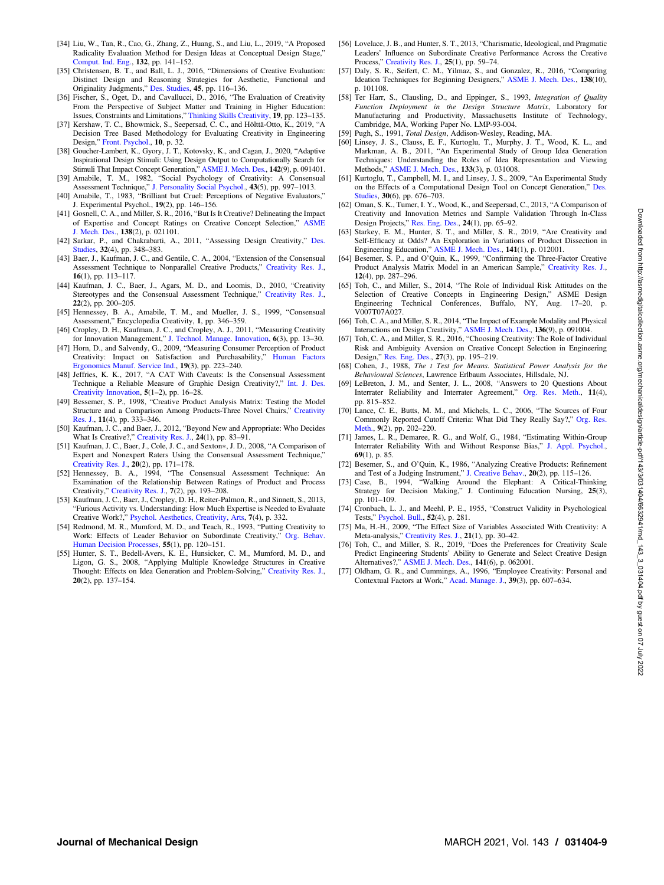[34] Liu, W., Tan, R., Cao, G., Zhang, Z., Huang, S., and Liu, L., 2019, "A Proposed Radicality Evaluation Method for Design Ideas at Conceptual Design Stage," Comput. Ind. Eng., **132**, pp. 141–152.

[35] Christensen, B. T., and Ball, L. J., 2016, "Dimensions of Creative Evaluation: Distinct Design and Reasoning Strategies for Aesthetic, Functional and Originality Judgments," Des. Studies, **45**, pp. 116–136.

[36] Fischer, S., Oget, D., and Cavallucci, D., 2016, "The Evaluation of Creativity From the Perspective of Subject Matter and Training in Higher Education: Issues, Constraints and Limitations," Thinking Skills Creativity, **19**, pp. 123–135.

[37] Kershaw, T. C., Bhowmick, S., Seepersad, C. C., and Hölttä-Otto, K., 2019, "A Decision Tree Based Methodology for Evaluating Creativity in Engineering Design," Front. Psychol., **10**, p. 32.

[38] Goucher-Lambert, K., Gyory, J. T., Kotovsky, K., and Cagan, J., 2020, "Adaptive Inspirational Design Stimuli: Using Design Output to Computationally Search for Stimuli That Impact Concept Generation," ASME J. Mech. Des., **142**(9), p. 091401.

[39] Amabile, T. M., 1982, "Social Psychology of Creativity: A Consensual Assessment Technique," J. Personality Social Psychol., **43**(5), pp. 997–1013.

[40] Amabile, T., 1983, "Brilliant but Cruel: Perceptions of Negative Evaluators," J. Experimental Psychol., **19**(2), pp. 146–156.

[41] Gosnell, C. A., and Miller, S. R., 2016, "But Is It Creative? Delineating the Impact of Expertise and Concept Ratings on Creative Concept Selection," ASME J. Mech. Des., **138**(2), p. 021101.

[42] Sarkar, P., and Chakrabarti, A., 2011, "Assessing Design Creativity," Des. Studies, **32**(4), pp. 348–383.

[43] Baer, J., Kaufman, J. C., and Gentile, C. A., 2004, "Extension of the Consensual Assessment Technique to Nonparallel Creative Products," Creativity Res. J., **16**(1), pp. 113–117.

[44] Kaufman, J. C., Baer, J., Agars, M. D., and Loomis, D., 2010, "Creativity Stereotypes and the Consensual Assessment Technique," Creativity Res. J., **22**(2), pp. 200–205.

[45] Hennessey, B. A., Amabile, T. M., and Mueller, J. S., 1999, "Consensual Assessment," Encyclopedia Creativity, **1**, pp. 346–359.

[46] Cropley, D. H., Kaufman, J. C., and Cropley, A. J., 2011, "Measuring Creativity for Innovation Management," J. Technol. Manage. Innovation, **6**(3), pp. 13–30.

[47] Horn, D., and Salvendy, G., 2009, "Measuring Consumer Perception of Product Creativity: Impact on Satisfaction and Purchasability," Human Factors Ergonomics Manuf. Service Ind., **19**(3), pp. 223–240.

[48] Jeffries, K. K., 2017, "A CAT With Caveats: Is the Consensual Assessment Technique a Reliable Measure of Graphic Design Creativity?," Int. J. Des. Creativity Innovation, **5**(1–2), pp. 16–28.

[49] Bessemer, S. P., 1998, "Creative Product Analysis Matrix: Testing the Model Structure and a Comparison Among Products-Three Novel Chairs," Creativity Res. J., **11**(4), pp. 333–346.

[50] Kaufman, J. C., and Baer, J., 2012, "Beyond New and Appropriate: Who Decides What Is Creative?," Creativity Res. J., **24**(1), pp. 83–91.

[51] Kaufman, J. C., Baer, J., Cole, J. C., and Sexton*, J. D., 2008, "A Comparison of Expert and Nonexpert Raters Using the Consensual Assessment Technique," Creativity Res. J., **20**(2), pp. 171–178.

[52] Hennessey, B. A., 1994, "The Consensual Assessment Technique: An Examination of the Relationship Between Ratings of Product and Process Creativity," Creativity Res. J., **7**(2), pp. 193–208.

[53] Kaufman, J. C., Baer, J., Cropley, D. H., Reiter-Palmon, R., and Sinnett, S., 2013, "Furious Activity vs. Understanding: How Much Expertise is Needed to Evaluate Creative Work?," Psychol. Aesthetics, Creativity, Arts, **7**(4), p. 332.

[54] Redmond, M. R., Mumford, M. D., and Teach, R., 1993, "Putting Creativity to Work: Effects of Leader Behavior on Subordinate Creativity," Org. Behav. Human Decision Processes, **55**(1), pp. 120–151.

[55] Hunter, S. T., Bedell-Avers, K. E., Hunsicker, C. M., Mumford, M. D., and Ligon, G. S., 2008, "Applying Multiple Knowledge Structures in Creative Thought: Effects on Idea Generation and Problem-Solving," Creativity Res. J., **20**(2), pp. 137–154.

[56] Lovelace, J. B., and Hunter, S. T., 2013, "Charismatic, Ideological, and Pragmatic Leaders' Influence on Subordinate Creative Performance Across the Creative Process," Creativity Res. J., **25**(1), pp. 59–74.

[57] Daly, S. R., Seifert, C. M., Yilmaz, S., and Gonzalez, R., 2016, "Comparing Ideation Techniques for Beginning Designers," ASME J. Mech. Des., **138**(10), p. 101108.

[58] Ter Harr, S., Clausling, D., and Eppinger, S., 1993, *Integration of Quality Function Deployment in the Design Structure Matrix*, Laboratory for Manufacturing and Productivity, Massachusetts Institute of Technology, Cambridge, MA, Working Paper No. LMP-93-004.

[59] Pugh, S., 1991, *Total Design*, Addison-Wesley, Reading, MA.

[60] Linsey, J. S., Clauss, E. F., Kurtoglu, T., Murphy, J. T., Wood, K. L., and Markman, A. B., 2011, "An Experimental Study of Group Idea Generation Techniques: Understanding the Roles of Idea Representation and Viewing Methods," ASME J. Mech. Des., **133**(3), p. 031008.

[61] Kurtoglu, T., Campbell, M. I., and Linsey, J. S., 2009, "An Experimental Study on the Effects of a Computational Design Tool on Concept Generation," Des. Studies, **30**(6), pp. 676–703.

[62] Oman, S. K., Tumer, I. Y., Wood, K., and Seepersad, C., 2013, "A Comparison of Creativity and Innovation Metrics and Sample Validation Through In-Class Design Projects," Res. Eng. Des., **24**(1), pp. 65–92.

[63] Starkey, E. M., Hunter, S. T., and Miller, S. R., 2019, "Are Creativity and Self-Efficacy at Odds? An Exploration in Variations of Product Dissection in Engineering Education," ASME J. Mech. Des., **141**(1), p. 012001.

[64] Besemer, S. P., and O'Quin, K., 1999, "Confirming the Three-Factor Creative Product Analysis Matrix Model in an American Sample," Creativity Res. J., **12**(4), pp. 287–296.

[65] Toh, C., and Miller, S., 2014, "The Role of Individual Risk Attitudes on the Selection of Creative Concepts in Engineering Design," ASME Design Engineering Technical Conferences, Buffalo, NY, Aug. 17–20, p. V007T07A027.

[66] Toh, C. A., and Miller, S. R., 2014, "The Impact of Example Modality and Physical Interactions on Design Creativity," ASME J. Mech. Des., **136**(9), p. 091004.

[67] Toh, C. A., and Miller, S. R., 2016, "Choosing Creativity: The Role of Individual Risk and Ambiguity Aversion on Creative Concept Selection in Engineering Design," Res. Eng. Des., **27**(3), pp. 195–219.

[68] Cohen, J., 1988, *The t Test for Means. Statistical Power Analysis for the Behavioural Sciences*, Lawrence Erlbaum Associates, Hillsdale, NJ.

[69] LeBreton, J. M., and Senter, J. L., 2008, "Answers to 20 Questions About Interrater Reliability and Interrater Agreement," Org. Res. Meth., **11**(4), pp. 815–852.

[70] Lance, C. E., Butts, M. M., and Michels, L. C., 2006, "The Sources of Four Commonly Reported Cutoff Criteria: What Did They Really Say?," Org. Res. Meth., **9**(2), pp. 202–220.

[71] James, L. R., Demaree, R. G., and Wolf, G., 1984, "Estimating Within-Group Interrater Reliability With and Without Response Bias," J. Appl. Psychol., **69**(1), p. 85.

[72] Besemer, S., and O'Quin, K., 1986, "Analyzing Creative Products: Refinement and Test of a Judging Instrument," J. Creative Behav., **20**(2), pp. 115–126.

[73] Case, B., 1994, "Walking Around the Elephant: A Critical-Thinking Strategy for Decision Making," J. Continuing Education Nursing, **25**(3), pp. 101–109.

[74] Cronbach, L. J., and Meehl, P. E., 1955, "Construct Validity in Psychological Tests," Psychol. Bull., **52**(4), p. 281.

[75] Ma, H.-H., 2009, "The Effect Size of Variables Associated With Creativity: A Meta-analysis," Creativity Res. J., **21**(1), pp. 30–42.

[76] Toh, C., and Miller, S. R., 2019, "Does the Preferences for Creativity Scale Predict Engineering Students' Ability to Generate and Select Creative Design Alternatives?," ASME J. Mech. Des., **141**(6), p. 062001.

[77] Oldham, G. R., and Cummings, A., 1996, "Employee Creativity: Personal and Contextual Factors at Work," Acad. Manage. J., **39**(3), pp. 607–634.